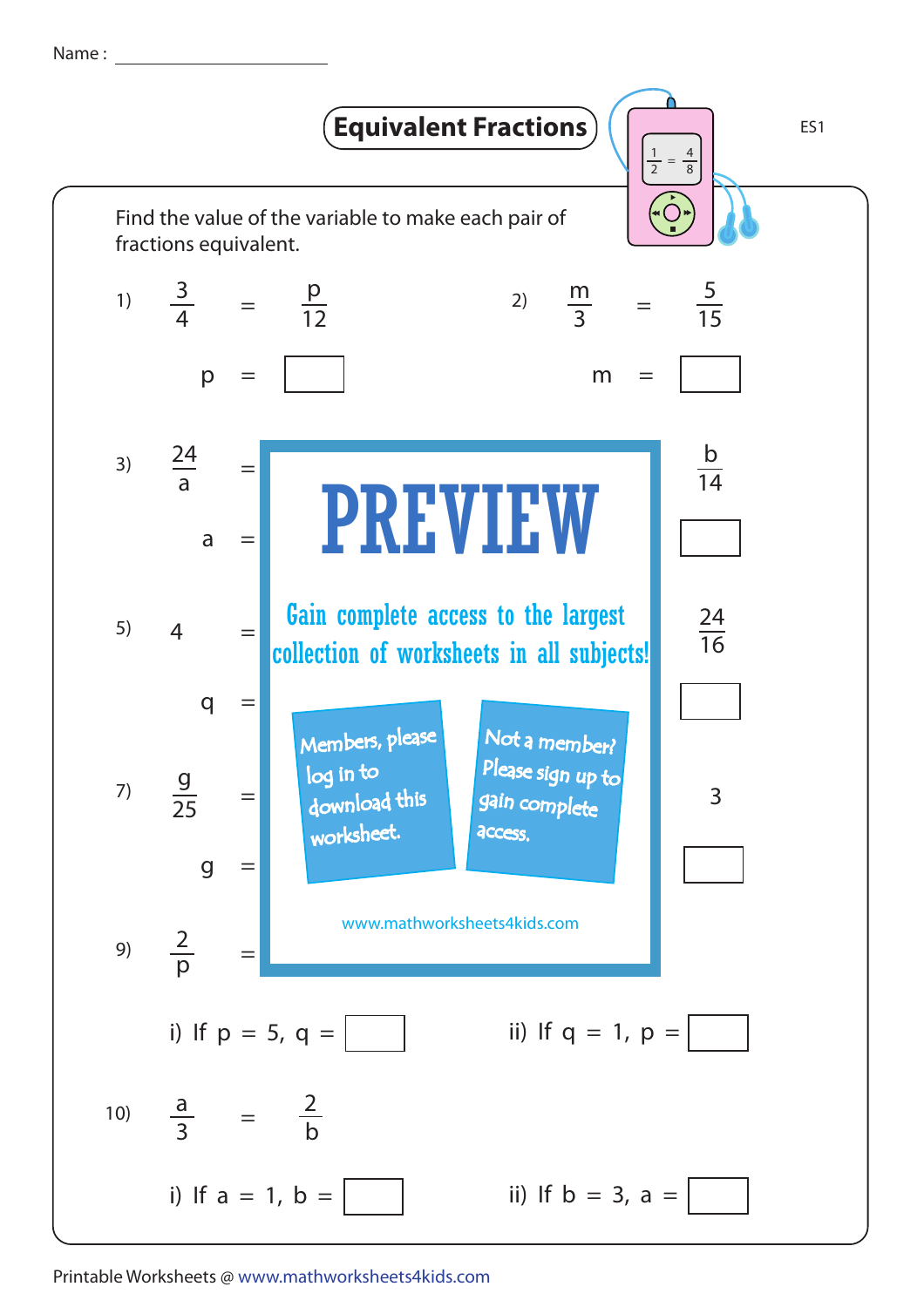Name : ______________________

# Equivalent Fractions

ES1

Find the value of the variable to make each pair of fractions equivalent.

1) $\frac{3}{4} = \frac{p}{12}$

$p$ = ☐

2) $\frac{m}{3} = \frac{5}{15}$

$m$ = ☐

3) $\frac{24}{a} =$ $\frac{b}{14}$

$a$ = ☐

5) $4 =$ $\frac{24}{16}$

$q$ = ☐

7) $\frac{g}{25} =$ $3$

$g$ = ☐

PREVIEW

Gain complete access to the largest collection of worksheets in all subjects!

Members, please log in to download this worksheet.

Not a member? Please sign up to gain complete access.

www.mathworksheets4kids.com

9) $\frac{2}{p} =$

i) If $p = 5$, $q$ = ☐

ii) If $q = 1$, $p$ = ☐

10) $\frac{a}{3} = \frac{2}{b}$

i) If $a = 1$, $b$ = ☐

ii) If $b = 3$, $a$ = ☐

Printable Worksheets @ www.mathworksheets4kids.com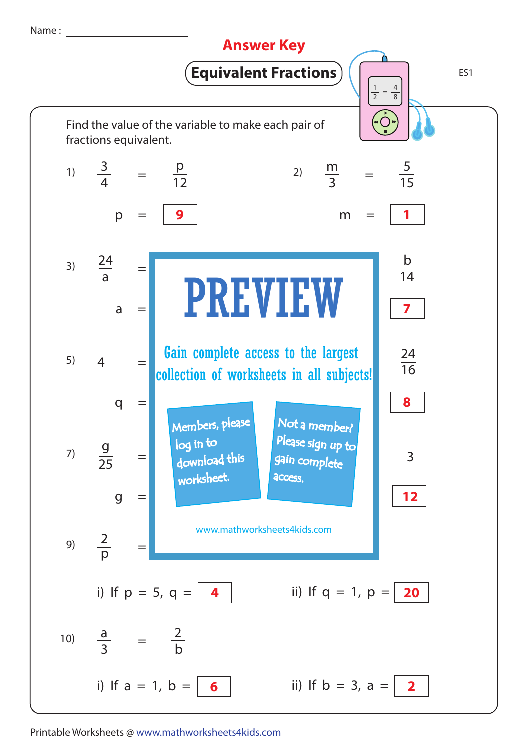Name : ____________

# Answer Key

## Equivalent Fractions

ES1

Find the value of the variable to make each pair of fractions equivalent.

1) $\frac{3}{4} = \frac{p}{12}$

$p =$ **9**

2) $\frac{m}{3} = \frac{5}{15}$

$m =$ **1**

3) $\frac{24}{a} =$ ... $\frac{b}{14}$

$a =$ ... **7**

5) $4 =$ ... $\frac{24}{16}$

$q =$ ... **8**

7) $\frac{g}{25} =$ ... 3

$g =$ ... **12**

9) $\frac{2}{p} =$

i) If $p = 5$, $q =$ **4**

ii) If $q = 1$, $p =$ **20**

10) $\frac{a}{3} = \frac{2}{b}$

i) If $a = 1$, $b =$ **6**

ii) If $b = 3$, $a =$ **2**

PREVIEW

Gain complete access to the largest collection of worksheets in all subjects!

Members, please log in to download this worksheet.

Not a member? Please sign up to gain complete access.

www.mathworksheets4kids.com

Printable Worksheets @ www.mathworksheets4kids.com